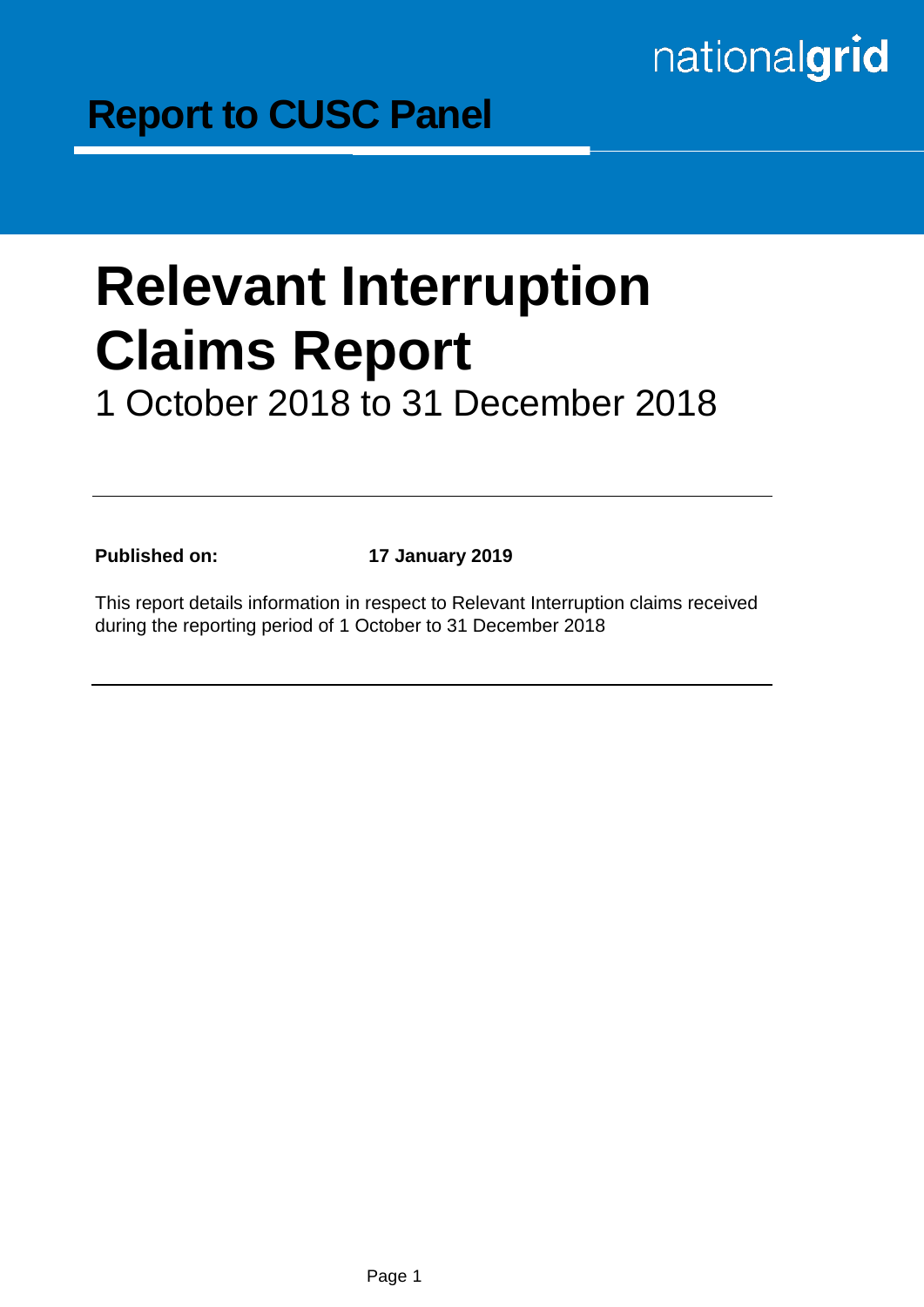nationalgrid

## Report to CUSC Panel

# Relevant Interruption Claims Report

1 October 2018 to 31 December 2018

---

**Published on:** **17 January 2019**

This report details information in respect to Relevant Interruption claims received during the reporting period of 1 October to 31 December 2018

---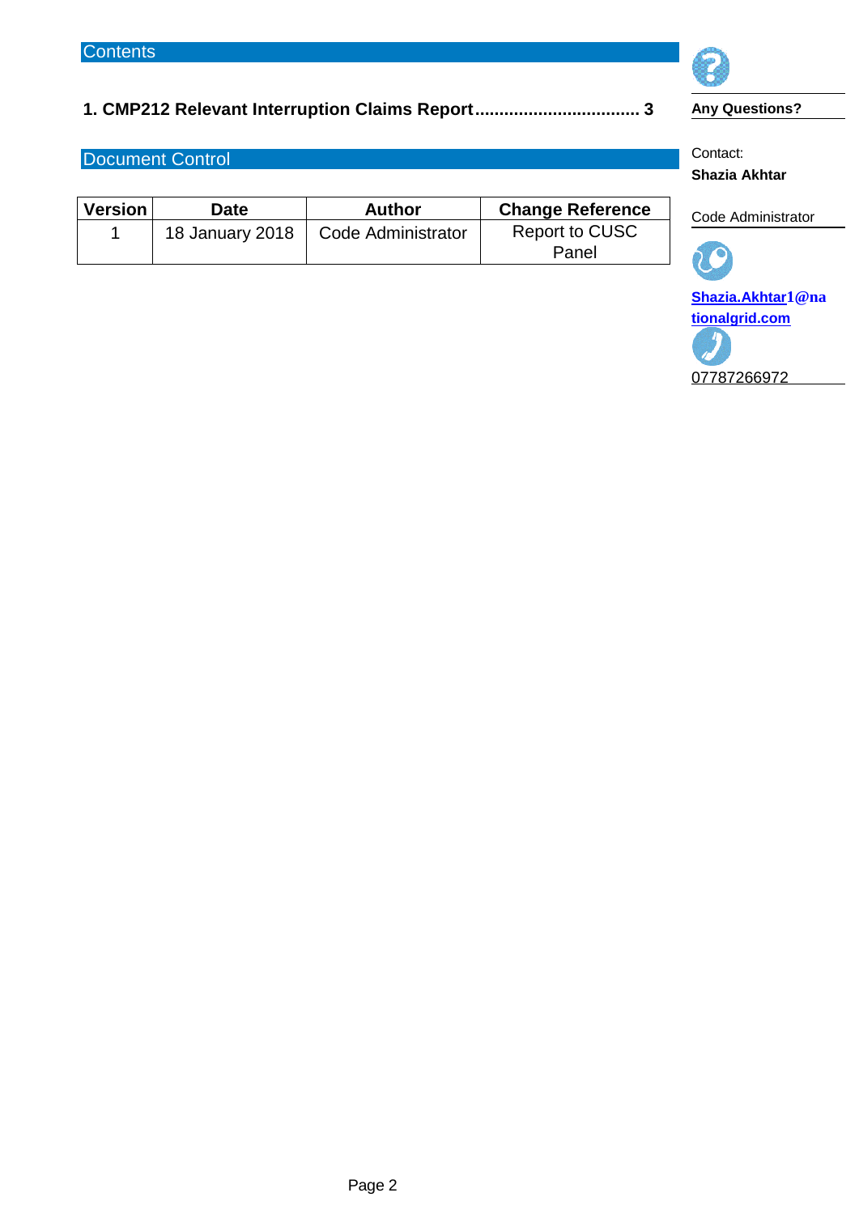## Contents

**1. CMP212 Relevant Interruption Claims Report .................................. 3**

## Document Control

| Version | Date | Author | Change Reference |
|---|---|---|---|
| 1 | 18 January 2018 | Code Administrator | Report to CUSC Panel |

**Any Questions?**

Contact:
**Shazia Akhtar**

Code Administrator

**Shazia.Akhtar1@nationalgrid.com**

07787266972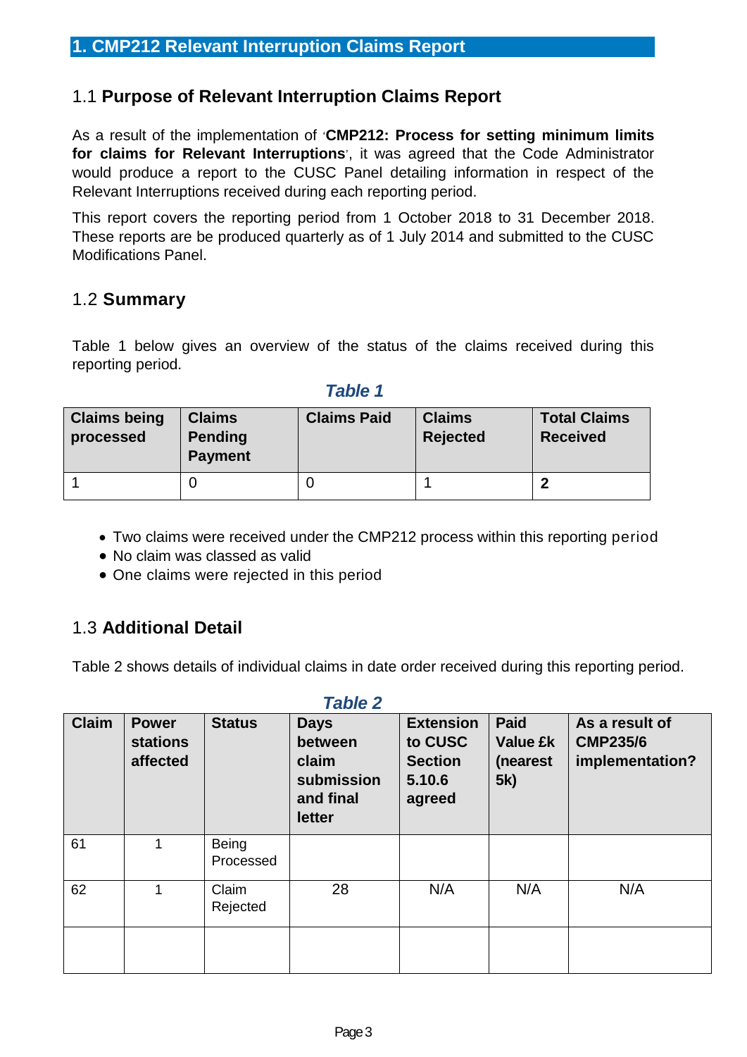## 1. CMP212 Relevant Interruption Claims Report

### 1.1 **Purpose of Relevant Interruption Claims Report**

As a result of the implementation of '**CMP212: Process for setting minimum limits for claims for Relevant Interruptions**', it was agreed that the Code Administrator would produce a report to the CUSC Panel detailing information in respect of the Relevant Interruptions received during each reporting period.

This report covers the reporting period from 1 October 2018 to 31 December 2018. These reports are be produced quarterly as of 1 July 2014 and submitted to the CUSC Modifications Panel.

### 1.2 **Summary**

Table 1 below gives an overview of the status of the claims received during this reporting period.

***Table 1***

| Claims being processed | Claims Pending Payment | Claims Paid | Claims Rejected | Total Claims Received |
|---|---|---|---|---|
| 1 | 0 | 0 | 1 | **2** |

- Two claims were received under the CMP212 process within this reporting period
- No claim was classed as valid
- One claims were rejected in this period

### 1.3 **Additional Detail**

Table 2 shows details of individual claims in date order received during this reporting period.

***Table 2***

| Claim | Power stations affected | Status | Days between claim submission and final letter | Extension to CUSC Section 5.10.6 agreed | Paid Value £k (nearest 5k) | As a result of CMP235/6 implementation? |
|---|---|---|---|---|---|---|
| 61 | 1 | Being Processed | | | | |
| 62 | 1 | Claim Rejected | 28 | N/A | N/A | N/A |
| | | | | | | |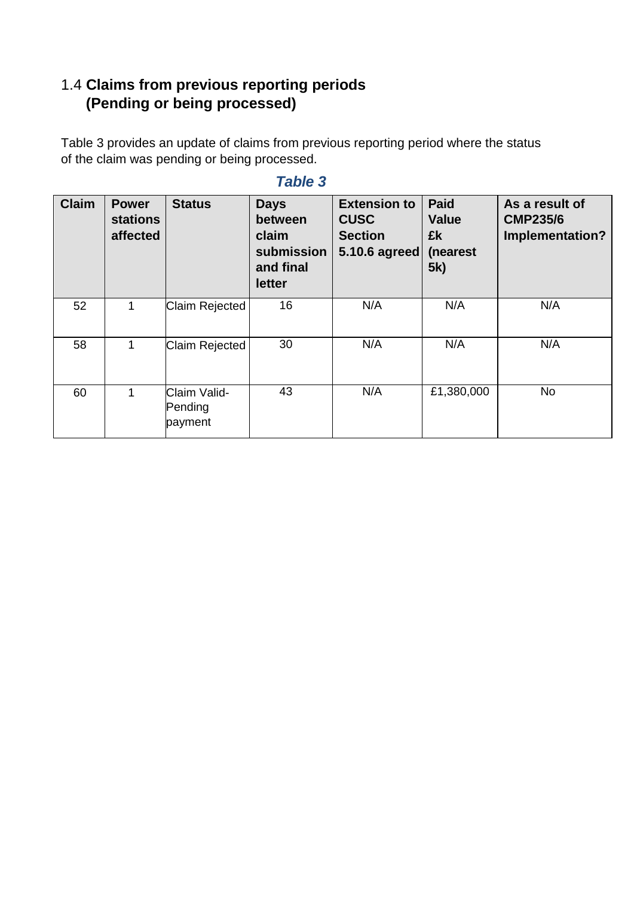## 1.4 **Claims from previous reporting periods (Pending or being processed)**

Table 3 provides an update of claims from previous reporting period where the status of the claim was pending or being processed.

***Table 3***

| Claim | Power stations affected | Status | Days between claim submission and final letter | Extension to CUSC Section 5.10.6 agreed | Paid Value £k (nearest 5k) | As a result of CMP235/6 Implementation? |
|---|---|---|---|---|---|---|
| 52 | 1 | Claim Rejected | 16 | N/A | N/A | N/A |
| 58 | 1 | Claim Rejected | 30 | N/A | N/A | N/A |
| 60 | 1 | Claim Valid-Pending payment | 43 | N/A | £1,380,000 | No |